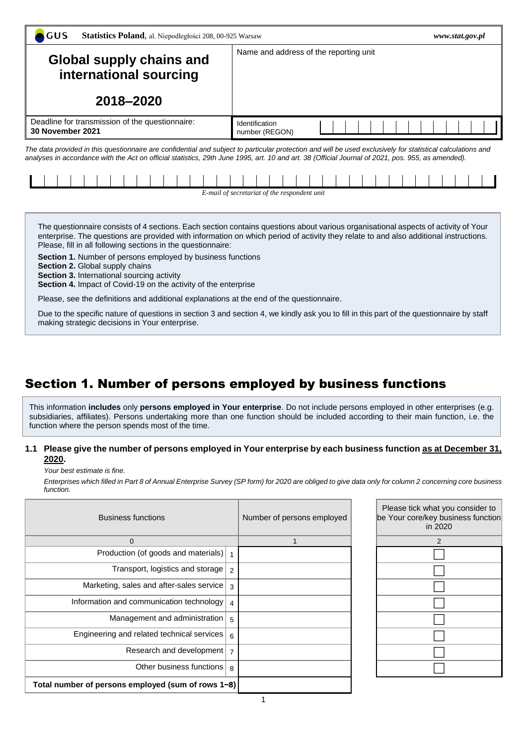GUS **Statistics Poland**, al. Niepodległości 208, 00-925 Warsaw *www.stat.gov.pl*

| **Global supply chains and international sourcing 2018–2020** | Name and address of the reporting unit |
|---|---|
| Deadline for transmission of the questionnaire: **30 November 2021** | Identification number (REGON) |

*The data provided in this questionnaire are confidential and subject to particular protection and will be used exclusively for statistical calculations and analyses in accordance with the Act on official statistics, 29th June 1995, art. 10 and art. 38 (Official Journal of 2021, pos. 955, as amended).*

*E-mail of secretariat of the respondent unit*

The questionnaire consists of 4 sections. Each section contains questions about various organisational aspects of activity of Your enterprise. The questions are provided with information on which period of activity they relate to and also additional instructions. Please, fill in all following sections in the questionnaire:

**Section 1.** Number of persons employed by business functions
**Section 2.** Global supply chains
**Section 3.** International sourcing activity
**Section 4.** Impact of Covid-19 on the activity of the enterprise

Please, see the definitions and additional explanations at the end of the questionnaire.

Due to the specific nature of questions in section 3 and section 4, we kindly ask you to fill in this part of the questionnaire by staff making strategic decisions in Your enterprise.

# Section 1. Number of persons employed by business functions

This information **includes** only **persons employed in Your enterprise**. Do not include persons employed in other enterprises (e.g. subsidiaries, affiliates). Persons undertaking more than one function should be included according to their main function, i.e. the function where the person spends most of the time.

**1.1 Please give the number of persons employed in Your enterprise by each business function as at December 31, 2020.**

*Your best estimate is fine.*

*Enterprises which filled in Part 8 of Annual Enterprise Survey (SP form) for 2020 are obliged to give data only for column 2 concerning core business function.*

| Business functions | | Number of persons employed | Please tick what you consider to be Your core/key business function in 2020 |
|---|---|---|---|
| 0 | | 1 | 2 |
| Production (of goods and materials) | 1 | | ☐ |
| Transport, logistics and storage | 2 | | ☐ |
| Marketing, sales and after-sales service | 3 | | ☐ |
| Information and communication technology | 4 | | ☐ |
| Management and administration | 5 | | ☐ |
| Engineering and related technical services | 6 | | ☐ |
| Research and development | 7 | | ☐ |
| Other business functions | 8 | | ☐ |
| **Total number of persons employed (sum of rows 1–8)** | | | |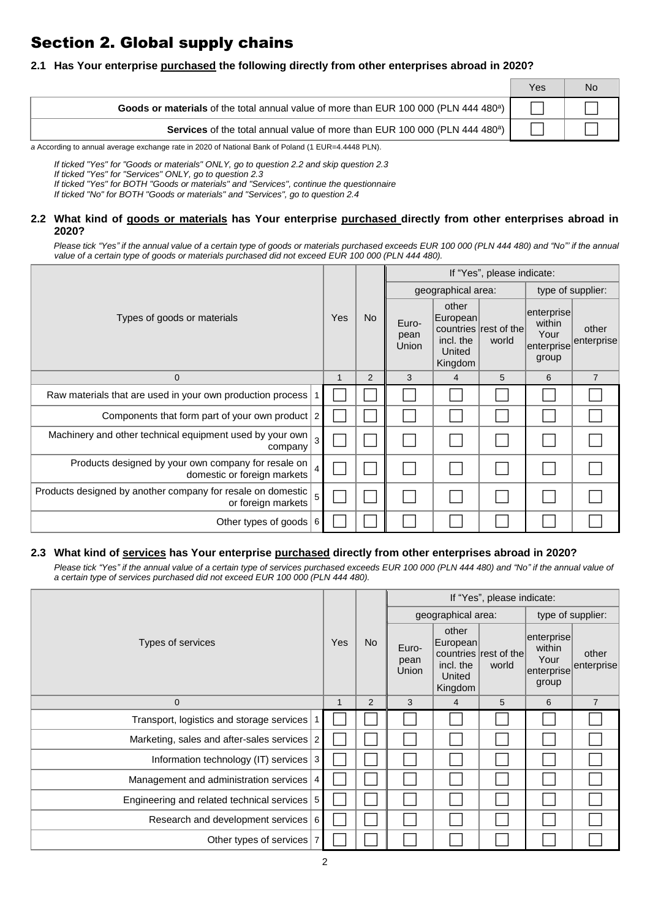# Section 2. Global supply chains

**2.1 Has Your enterprise <u>purchased</u> the following directly from other enterprises abroad in 2020?**

| | Yes | No |
|---|---|---|
| **Goods or materials** of the total annual value of more than EUR 100 000 (PLN 444 480[a]) | ☐ | ☐ |
| **Services** of the total annual value of more than EUR 100 000 (PLN 444 480[a]) | ☐ | ☐ |

*a* According to annual average exchange rate in 2020 of National Bank of Poland (1 EUR=4.4448 PLN).

*If ticked "Yes" for "Goods or materials" ONLY, go to question 2.2 and skip question 2.3*
*If ticked "Yes" for "Services" ONLY, go to question 2.3*
*If ticked "Yes" for BOTH "Goods or materials" and "Services", continue the questionnaire*
*If ticked "No" for BOTH "Goods or materials" and "Services", go to question 2.4*

**2.2 What kind of <u>goods or materials</u> has Your enterprise <u>purchased</u> directly from other enterprises abroad in 2020?**

*Please tick "Yes" if the annual value of a certain type of goods or materials purchased exceeds EUR 100 000 (PLN 444 480) and "No"' if the annual value of a certain type of goods or materials purchased did not exceed EUR 100 000 (PLN 444 480).*

| Types of goods or materials | | Yes | No | If "Yes", please indicate: | | | | |
|---|---|---|---|---|---|---|---|---|
| | | | | geographical area: | | | type of supplier: | |
| | | | | European Union | other European countries incl. the United Kingdom | rest of the world | enterprise within Your enterprise group | other enterprise |
| 0 | | 1 | 2 | 3 | 4 | 5 | 6 | 7 |
| Raw materials that are used in your own production process | 1 | ☐ | ☐ | ☐ | ☐ | ☐ | ☐ | ☐ |
| Components that form part of your own product | 2 | ☐ | ☐ | ☐ | ☐ | ☐ | ☐ | ☐ |
| Machinery and other technical equipment used by your own company | 3 | ☐ | ☐ | ☐ | ☐ | ☐ | ☐ | ☐ |
| Products designed by your own company for resale on domestic or foreign markets | 4 | ☐ | ☐ | ☐ | ☐ | ☐ | ☐ | ☐ |
| Products designed by another company for resale on domestic or foreign markets | 5 | ☐ | ☐ | ☐ | ☐ | ☐ | ☐ | ☐ |
| Other types of goods | 6 | ☐ | ☐ | ☐ | ☐ | ☐ | ☐ | ☐ |

**2.3 What kind of <u>services</u> has Your enterprise <u>purchased</u> directly from other enterprises abroad in 2020?**

*Please tick "Yes" if the annual value of a certain type of services purchased exceeds EUR 100 000 (PLN 444 480) and "No" if the annual value of a certain type of services purchased did not exceed EUR 100 000 (PLN 444 480).*

| Types of services | | Yes | No | If "Yes", please indicate: | | | | |
|---|---|---|---|---|---|---|---|---|
| | | | | geographical area: | | | type of supplier: | |
| | | | | European Union | other European countries incl. the United Kingdom | rest of the world | enterprise within Your enterprise group | other enterprise |
| 0 | | 1 | 2 | 3 | 4 | 5 | 6 | 7 |
| Transport, logistics and storage services | 1 | ☐ | ☐ | ☐ | ☐ | ☐ | ☐ | ☐ |
| Marketing, sales and after-sales services | 2 | ☐ | ☐ | ☐ | ☐ | ☐ | ☐ | ☐ |
| Information technology (IT) services | 3 | ☐ | ☐ | ☐ | ☐ | ☐ | ☐ | ☐ |
| Management and administration services | 4 | ☐ | ☐ | ☐ | ☐ | ☐ | ☐ | ☐ |
| Engineering and related technical services | 5 | ☐ | ☐ | ☐ | ☐ | ☐ | ☐ | ☐ |
| Research and development services | 6 | ☐ | ☐ | ☐ | ☐ | ☐ | ☐ | ☐ |
| Other types of services | 7 | ☐ | ☐ | ☐ | ☐ | ☐ | ☐ | ☐ |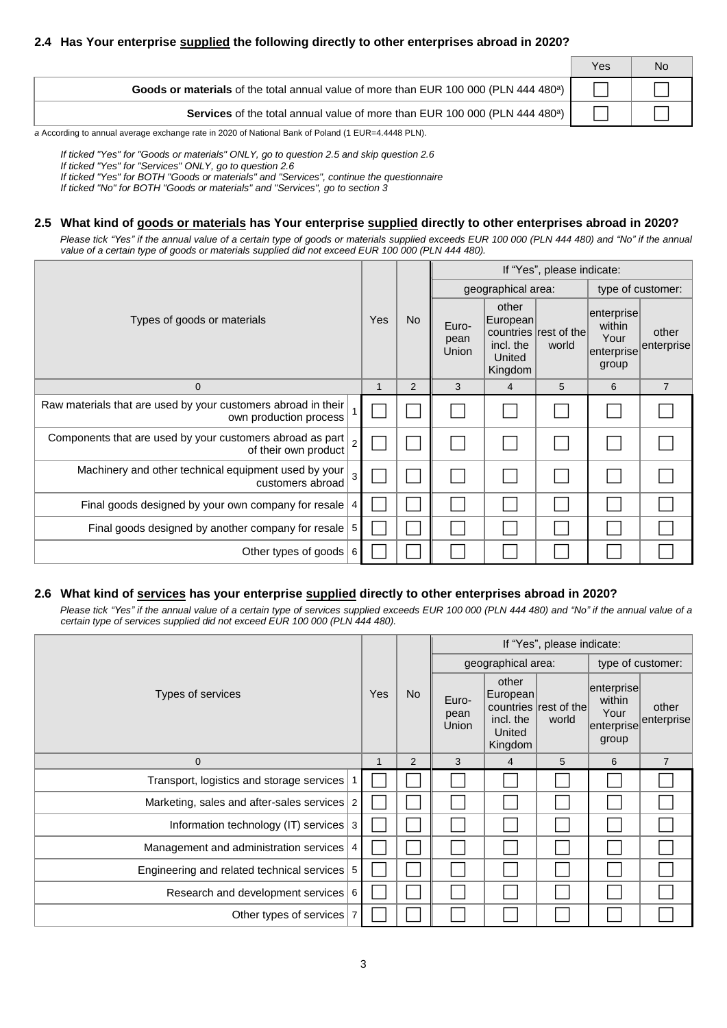### 2.4 Has Your enterprise supplied the following directly to other enterprises abroad in 2020?

| | Yes | No |
|---|---|---|
| **Goods or materials** of the total annual value of more than EUR 100 000 (PLN 444 480[a]) | ☐ | ☐ |
| **Services** of the total annual value of more than EUR 100 000 (PLN 444 480[a]) | ☐ | ☐ |

*a* According to annual average exchange rate in 2020 of National Bank of Poland (1 EUR=4.4448 PLN).

*If ticked "Yes" for "Goods or materials" ONLY, go to question 2.5 and skip question 2.6*
*If ticked "Yes" for "Services" ONLY, go to question 2.6*
*If ticked "Yes" for BOTH "Goods or materials" and "Services", continue the questionnaire*
*If ticked "No" for BOTH "Goods or materials" and "Services", go to section 3*

### 2.5 What kind of goods or materials has Your enterprise supplied directly to other enterprises abroad in 2020?

*Please tick "Yes" if the annual value of a certain type of goods or materials supplied exceeds EUR 100 000 (PLN 444 480) and "No" if the annual value of a certain type of goods or materials supplied did not exceed EUR 100 000 (PLN 444 480).*

| Types of goods or materials | | Yes | No | If "Yes", please indicate: | | | | |
|---|---|---|---|---|---|---|---|---|
| | | | | geographical area: | | | type of customer: | |
| | | | | European Union | other European countries incl. the United Kingdom | rest of the world | enterprise within Your enterprise group | other enterprise |
| 0 | | 1 | 2 | 3 | 4 | 5 | 6 | 7 |
| Raw materials that are used by your customers abroad in their own production process | 1 | ☐ | ☐ | ☐ | ☐ | ☐ | ☐ | ☐ |
| Components that are used by your customers abroad as part of their own product | 2 | ☐ | ☐ | ☐ | ☐ | ☐ | ☐ | ☐ |
| Machinery and other technical equipment used by your customers abroad | 3 | ☐ | ☐ | ☐ | ☐ | ☐ | ☐ | ☐ |
| Final goods designed by your own company for resale | 4 | ☐ | ☐ | ☐ | ☐ | ☐ | ☐ | ☐ |
| Final goods designed by another company for resale | 5 | ☐ | ☐ | ☐ | ☐ | ☐ | ☐ | ☐ |
| Other types of goods | 6 | ☐ | ☐ | ☐ | ☐ | ☐ | ☐ | ☐ |

### 2.6 What kind of services has your enterprise supplied directly to other enterprises abroad in 2020?

*Please tick "Yes" if the annual value of a certain type of services supplied exceeds EUR 100 000 (PLN 444 480) and "No" if the annual value of a certain type of services supplied did not exceed EUR 100 000 (PLN 444 480).*

| Types of services | | Yes | No | If "Yes", please indicate: | | | | |
|---|---|---|---|---|---|---|---|---|
| | | | | geographical area: | | | type of customer: | |
| | | | | European Union | other European countries incl. the United Kingdom | rest of the world | enterprise within Your enterprise group | other enterprise |
| 0 | | 1 | 2 | 3 | 4 | 5 | 6 | 7 |
| Transport, logistics and storage services | 1 | ☐ | ☐ | ☐ | ☐ | ☐ | ☐ | ☐ |
| Marketing, sales and after-sales services | 2 | ☐ | ☐ | ☐ | ☐ | ☐ | ☐ | ☐ |
| Information technology (IT) services | 3 | ☐ | ☐ | ☐ | ☐ | ☐ | ☐ | ☐ |
| Management and administration services | 4 | ☐ | ☐ | ☐ | ☐ | ☐ | ☐ | ☐ |
| Engineering and related technical services | 5 | ☐ | ☐ | ☐ | ☐ | ☐ | ☐ | ☐ |
| Research and development services | 6 | ☐ | ☐ | ☐ | ☐ | ☐ | ☐ | ☐ |
| Other types of services | 7 | ☐ | ☐ | ☐ | ☐ | ☐ | ☐ | ☐ |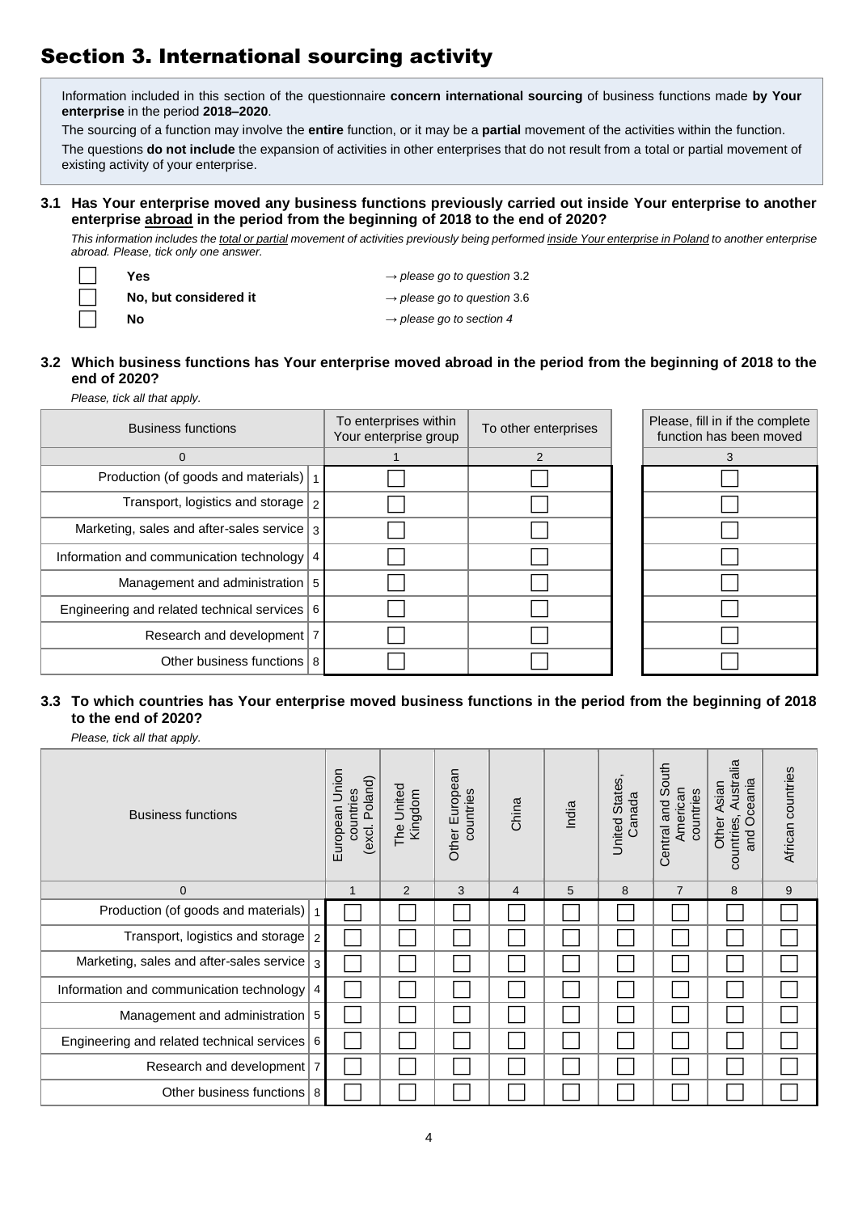# Section 3. International sourcing activity

Information included in this section of the questionnaire **concern international sourcing** of business functions made **by Your enterprise** in the period **2018–2020**.

The sourcing of a function may involve the **entire** function, or it may be a **partial** movement of the activities within the function.

The questions **do not include** the expansion of activities in other enterprises that do not result from a total or partial movement of existing activity of your enterprise.

**3.1 Has Your enterprise moved any business functions previously carried out inside Your enterprise to another enterprise abroad in the period from the beginning of 2018 to the end of 2020?**

*This information includes the total or partial movement of activities previously being performed inside Your enterprise in Poland to another enterprise abroad. Please, tick only one answer.*

- ☐ **Yes** → *please go to question* 3.2
- ☐ **No, but considered it** → *please go to question* 3.6
- ☐ **No** → *please go to section 4*

**3.2 Which business functions has Your enterprise moved abroad in the period from the beginning of 2018 to the end of 2020?**

*Please, tick all that apply.*

| Business functions | | To enterprises within Your enterprise group | To other enterprises | Please, fill in if the complete function has been moved |
|---|---|---|---|---|
| 0 | | 1 | 2 | 3 |
| Production (of goods and materials) | 1 | ☐ | ☐ | ☐ |
| Transport, logistics and storage | 2 | ☐ | ☐ | ☐ |
| Marketing, sales and after-sales service | 3 | ☐ | ☐ | ☐ |
| Information and communication technology | 4 | ☐ | ☐ | ☐ |
| Management and administration | 5 | ☐ | ☐ | ☐ |
| Engineering and related technical services | 6 | ☐ | ☐ | ☐ |
| Research and development | 7 | ☐ | ☐ | ☐ |
| Other business functions | 8 | ☐ | ☐ | ☐ |

**3.3 To which countries has Your enterprise moved business functions in the period from the beginning of 2018 to the end of 2020?**

*Please, tick all that apply.*

| Business functions | | European Union countries (excl. Poland) | The United Kingdom | Other European countries | China | India | United States, Canada | Central and South American countries | Other Asian countries, Australia and Oceania | African countries |
|---|---|---|---|---|---|---|---|---|---|---|
| 0 | | 1 | 2 | 3 | 4 | 5 | 8 | 7 | 8 | 9 |
| Production (of goods and materials) | 1 | ☐ | ☐ | ☐ | ☐ | ☐ | ☐ | ☐ | ☐ | ☐ |
| Transport, logistics and storage | 2 | ☐ | ☐ | ☐ | ☐ | ☐ | ☐ | ☐ | ☐ | ☐ |
| Marketing, sales and after-sales service | 3 | ☐ | ☐ | ☐ | ☐ | ☐ | ☐ | ☐ | ☐ | ☐ |
| Information and communication technology | 4 | ☐ | ☐ | ☐ | ☐ | ☐ | ☐ | ☐ | ☐ | ☐ |
| Management and administration | 5 | ☐ | ☐ | ☐ | ☐ | ☐ | ☐ | ☐ | ☐ | ☐ |
| Engineering and related technical services | 6 | ☐ | ☐ | ☐ | ☐ | ☐ | ☐ | ☐ | ☐ | ☐ |
| Research and development | 7 | ☐ | ☐ | ☐ | ☐ | ☐ | ☐ | ☐ | ☐ | ☐ |
| Other business functions | 8 | ☐ | ☐ | ☐ | ☐ | ☐ | ☐ | ☐ | ☐ | ☐ |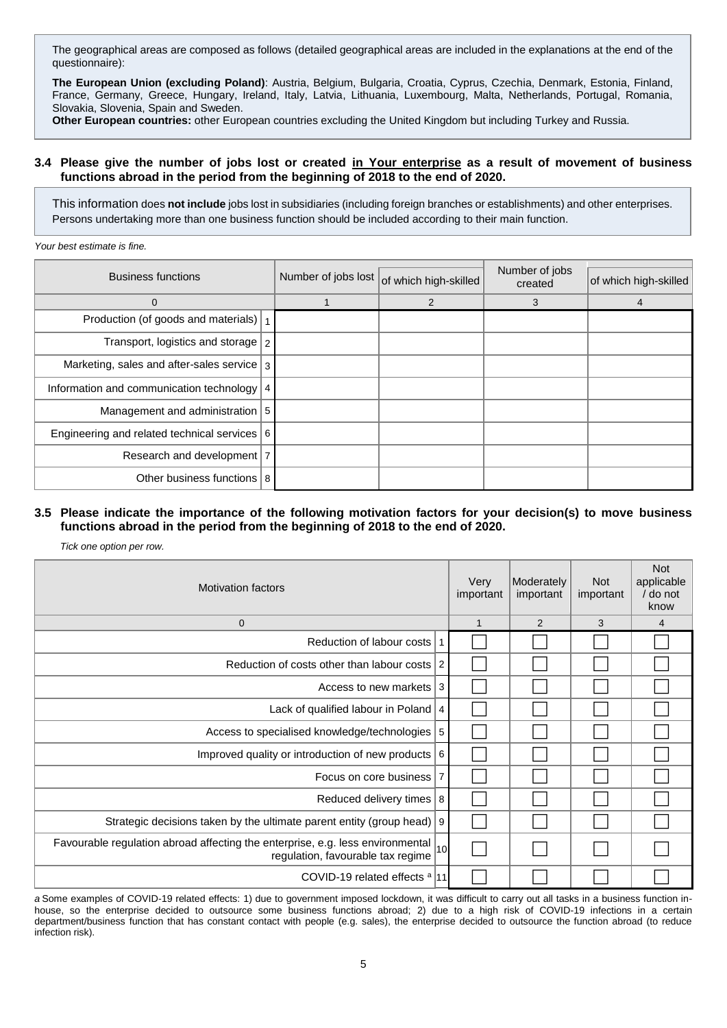The geographical areas are composed as follows (detailed geographical areas are included in the explanations at the end of the questionnaire):

**The European Union (excluding Poland)**: Austria, Belgium, Bulgaria, Croatia, Cyprus, Czechia, Denmark, Estonia, Finland, France, Germany, Greece, Hungary, Ireland, Italy, Latvia, Lithuania, Luxembourg, Malta, Netherlands, Portugal, Romania, Slovakia, Slovenia, Spain and Sweden.
**Other European countries:** other European countries excluding the United Kingdom but including Turkey and Russia.

### 3.4 Please give the number of jobs lost or created in Your enterprise as a result of movement of business functions abroad in the period from the beginning of 2018 to the end of 2020.

This information does **not include** jobs lost in subsidiaries (including foreign branches or establishments) and other enterprises. Persons undertaking more than one business function should be included according to their main function.

*Your best estimate is fine.*

| Business functions | | Number of jobs lost | of which high-skilled | Number of jobs created | of which high-skilled |
|---|---|---|---|---|---|
| 0 | | 1 | 2 | 3 | 4 |
| Production (of goods and materials) | 1 | | | | |
| Transport, logistics and storage | 2 | | | | |
| Marketing, sales and after-sales service | 3 | | | | |
| Information and communication technology | 4 | | | | |
| Management and administration | 5 | | | | |
| Engineering and related technical services | 6 | | | | |
| Research and development | 7 | | | | |
| Other business functions | 8 | | | | |

### 3.5 Please indicate the importance of the following motivation factors for your decision(s) to move business functions abroad in the period from the beginning of 2018 to the end of 2020.

*Tick one option per row.*

| Motivation factors | | Very important | Moderately important | Not important | Not applicable / do not know |
|---|---|---|---|---|---|
| 0 | | 1 | 2 | 3 | 4 |
| Reduction of labour costs | 1 | ☐ | ☐ | ☐ | ☐ |
| Reduction of costs other than labour costs | 2 | ☐ | ☐ | ☐ | ☐ |
| Access to new markets | 3 | ☐ | ☐ | ☐ | ☐ |
| Lack of qualified labour in Poland | 4 | ☐ | ☐ | ☐ | ☐ |
| Access to specialised knowledge/technologies | 5 | ☐ | ☐ | ☐ | ☐ |
| Improved quality or introduction of new products | 6 | ☐ | ☐ | ☐ | ☐ |
| Focus on core business | 7 | ☐ | ☐ | ☐ | ☐ |
| Reduced delivery times | 8 | ☐ | ☐ | ☐ | ☐ |
| Strategic decisions taken by the ultimate parent entity (group head) | 9 | ☐ | ☐ | ☐ | ☐ |
| Favourable regulation abroad affecting the enterprise, e.g. less environmental regulation, favourable tax regime | 10 | ☐ | ☐ | ☐ | ☐ |
| COVID-19 related effects [a] | 11 | ☐ | ☐ | ☐ | ☐ |

*a* Some examples of COVID-19 related effects: 1) due to government imposed lockdown, it was difficult to carry out all tasks in a business function in-house, so the enterprise decided to outsource some business functions abroad; 2) due to a high risk of COVID-19 infections in a certain department/business function that has constant contact with people (e.g. sales), the enterprise decided to outsource the function abroad (to reduce infection risk).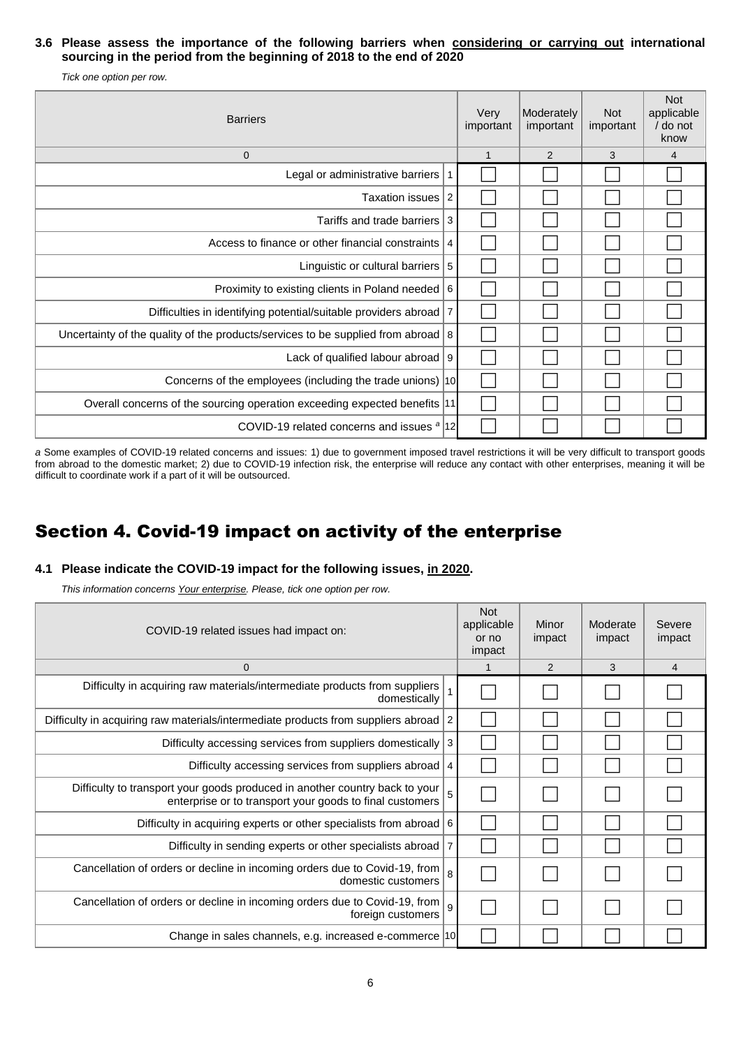**3.6 Please assess the importance of the following barriers when considering or carrying out international sourcing in the period from the beginning of 2018 to the end of 2020**

*Tick one option per row.*

| Barriers | | Very important | Moderately important | Not important | Not applicable / do not know |
|---|---|---|---|---|---|
| 0 | | 1 | 2 | 3 | 4 |
| Legal or administrative barriers | 1 | ☐ | ☐ | ☐ | ☐ |
| Taxation issues | 2 | ☐ | ☐ | ☐ | ☐ |
| Tariffs and trade barriers | 3 | ☐ | ☐ | ☐ | ☐ |
| Access to finance or other financial constraints | 4 | ☐ | ☐ | ☐ | ☐ |
| Linguistic or cultural barriers | 5 | ☐ | ☐ | ☐ | ☐ |
| Proximity to existing clients in Poland needed | 6 | ☐ | ☐ | ☐ | ☐ |
| Difficulties in identifying potential/suitable providers abroad | 7 | ☐ | ☐ | ☐ | ☐ |
| Uncertainty of the quality of the products/services to be supplied from abroad | 8 | ☐ | ☐ | ☐ | ☐ |
| Lack of qualified labour abroad | 9 | ☐ | ☐ | ☐ | ☐ |
| Concerns of the employees (including the trade unions) | 10 | ☐ | ☐ | ☐ | ☐ |
| Overall concerns of the sourcing operation exceeding expected benefits | 11 | ☐ | ☐ | ☐ | ☐ |
| COVID-19 related concerns and issues [a] | 12 | ☐ | ☐ | ☐ | ☐ |

*a* Some examples of COVID-19 related concerns and issues: 1) due to government imposed travel restrictions it will be very difficult to transport goods from abroad to the domestic market; 2) due to COVID-19 infection risk, the enterprise will reduce any contact with other enterprises, meaning it will be difficult to coordinate work if a part of it will be outsourced.

# Section 4. Covid-19 impact on activity of the enterprise

**4.1 Please indicate the COVID-19 impact for the following issues, in 2020.**

*This information concerns Your enterprise. Please, tick one option per row.*

| COVID-19 related issues had impact on: | | Not applicable or no impact | Minor impact | Moderate impact | Severe impact |
|---|---|---|---|---|---|
| 0 | | 1 | 2 | 3 | 4 |
| Difficulty in acquiring raw materials/intermediate products from suppliers domestically | 1 | ☐ | ☐ | ☐ | ☐ |
| Difficulty in acquiring raw materials/intermediate products from suppliers abroad | 2 | ☐ | ☐ | ☐ | ☐ |
| Difficulty accessing services from suppliers domestically | 3 | ☐ | ☐ | ☐ | ☐ |
| Difficulty accessing services from suppliers abroad | 4 | ☐ | ☐ | ☐ | ☐ |
| Difficulty to transport your goods produced in another country back to your enterprise or to transport your goods to final customers | 5 | ☐ | ☐ | ☐ | ☐ |
| Difficulty in acquiring experts or other specialists from abroad | 6 | ☐ | ☐ | ☐ | ☐ |
| Difficulty in sending experts or other specialists abroad | 7 | ☐ | ☐ | ☐ | ☐ |
| Cancellation of orders or decline in incoming orders due to Covid-19, from domestic customers | 8 | ☐ | ☐ | ☐ | ☐ |
| Cancellation of orders or decline in incoming orders due to Covid-19, from foreign customers | 9 | ☐ | ☐ | ☐ | ☐ |
| Change in sales channels, e.g. increased e-commerce | 10 | ☐ | ☐ | ☐ | ☐ |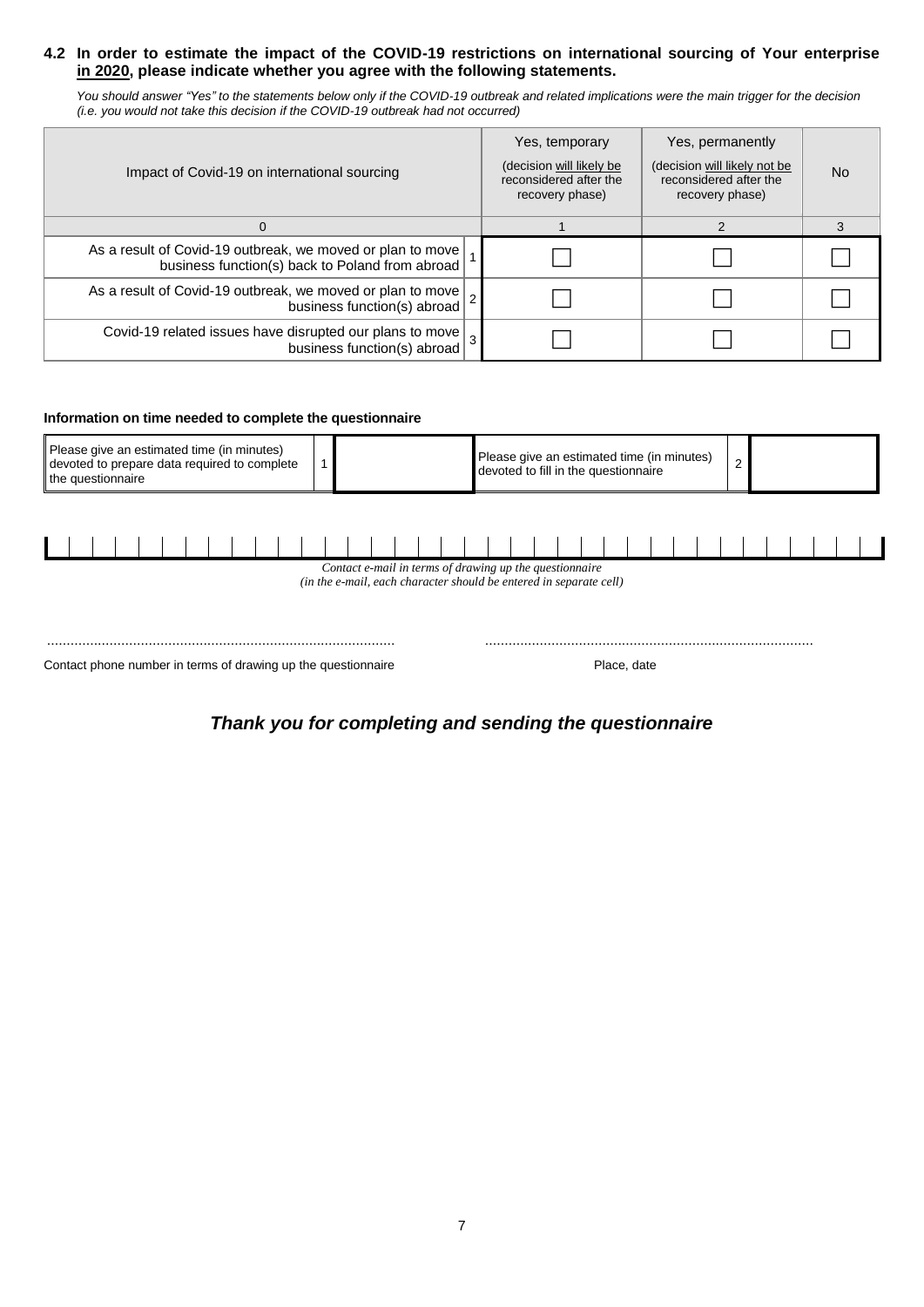**4.2 In order to estimate the impact of the COVID-19 restrictions on international sourcing of Your enterprise <u>in 2020</u>, please indicate whether you agree with the following statements.**

*You should answer "Yes" to the statements below only if the COVID-19 outbreak and related implications were the main trigger for the decision (i.e. you would not take this decision if the COVID-19 outbreak had not occurred)*

| Impact of Covid-19 on international sourcing | | Yes, temporary (decision will likely be reconsidered after the recovery phase) | Yes, permanently (decision will likely not be reconsidered after the recovery phase) | No |
|---|---|---|---|---|
| 0 | | 1 | 2 | 3 |
| As a result of Covid-19 outbreak, we moved or plan to move business function(s) back to Poland from abroad | 1 | ☐ | ☐ | ☐ |
| As a result of Covid-19 outbreak, we moved or plan to move business function(s) abroad | 2 | ☐ | ☐ | ☐ |
| Covid-19 related issues have disrupted our plans to move business function(s) abroad | 3 | ☐ | ☐ | ☐ |

**Information on time needed to complete the questionnaire**

| Please give an estimated time (in minutes) devoted to prepare data required to complete the questionnaire | 1 | | Please give an estimated time (in minutes) devoted to fill in the questionnaire | 2 | |
|---|---|---|---|---|---|

*Contact e-mail in terms of drawing up the questionnaire*
*(in the e-mail, each character should be entered in separate cell)*

.........................................................................................

Contact phone number in terms of drawing up the questionnaire

.........................................................................................

Place, date

***Thank you for completing and sending the questionnaire***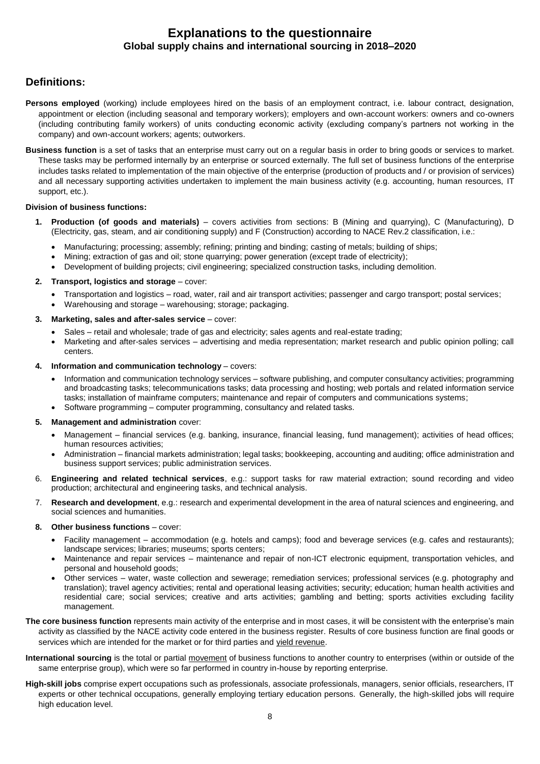# Explanations to the questionnaire

### Global supply chains and international sourcing in 2018–2020

## Definitions:

**Persons employed** (working) include employees hired on the basis of an employment contract, i.e. labour contract, designation, appointment or election (including seasonal and temporary workers); employers and own-account workers: owners and co-owners (including contributing family workers) of units conducting economic activity (excluding company's partners not working in the company) and own-account workers; agents; outworkers.

**Business function** is a set of tasks that an enterprise must carry out on a regular basis in order to bring goods or services to market. These tasks may be performed internally by an enterprise or sourced externally. The full set of business functions of the enterprise includes tasks related to implementation of the main objective of the enterprise (production of products and / or provision of services) and all necessary supporting activities undertaken to implement the main business activity (e.g. accounting, human resources, IT support, etc.).

**Division of business functions:**

1. **Production (of goods and materials)** – covers activities from sections: B (Mining and quarrying), C (Manufacturing), D (Electricity, gas, steam, and air conditioning supply) and F (Construction) according to NACE Rev.2 classification, i.e.:
   - Manufacturing; processing; assembly; refining; printing and binding; casting of metals; building of ships;
   - Mining; extraction of gas and oil; stone quarrying; power generation (except trade of electricity);
   - Development of building projects; civil engineering; specialized construction tasks, including demolition.
2. **Transport, logistics and storage** – cover:
   - Transportation and logistics – road, water, rail and air transport activities; passenger and cargo transport; postal services;
   - Warehousing and storage – warehousing; storage; packaging.
3. **Marketing, sales and after-sales service** – cover:
   - Sales – retail and wholesale; trade of gas and electricity; sales agents and real-estate trading;
   - Marketing and after-sales services – advertising and media representation; market research and public opinion polling; call centers.
4. **Information and communication technology** – covers:
   - Information and communication technology services – software publishing, and computer consultancy activities; programming and broadcasting tasks; telecommunications tasks; data processing and hosting; web portals and related information service tasks; installation of mainframe computers; maintenance and repair of computers and communications systems;
   - Software programming – computer programming, consultancy and related tasks.
5. **Management and administration** cover:
   - Management – financial services (e.g. banking, insurance, financial leasing, fund management); activities of head offices; human resources activities;
   - Administration – financial markets administration; legal tasks; bookkeeping, accounting and auditing; office administration and business support services; public administration services.
6. **Engineering and related technical services**, e.g.: support tasks for raw material extraction; sound recording and video production; architectural and engineering tasks, and technical analysis.
7. **Research and development**, e.g.: research and experimental development in the area of natural sciences and engineering, and social sciences and humanities.
8. **Other business functions** – cover:
   - Facility management – accommodation (e.g. hotels and camps); food and beverage services (e.g. cafes and restaurants); landscape services; libraries; museums; sports centers;
   - Maintenance and repair services – maintenance and repair of non-ICT electronic equipment, transportation vehicles, and personal and household goods;
   - Other services – water, waste collection and sewerage; remediation services; professional services (e.g. photography and translation); travel agency activities; rental and operational leasing activities; security; education; human health activities and residential care; social services; creative and arts activities; gambling and betting; sports activities excluding facility management.

**The core business function** represents main activity of the enterprise and in most cases, it will be consistent with the enterprise's main activity as classified by the NACE activity code entered in the business register. Results of core business function are final goods or services which are intended for the market or for third parties and yield revenue.

**International sourcing** is the total or partial movement of business functions to another country to enterprises (within or outside of the same enterprise group), which were so far performed in country in-house by reporting enterprise.

**High-skill jobs** comprise expert occupations such as professionals, associate professionals, managers, senior officials, researchers, IT experts or other technical occupations, generally employing tertiary education persons. Generally, the high-skilled jobs will require high education level.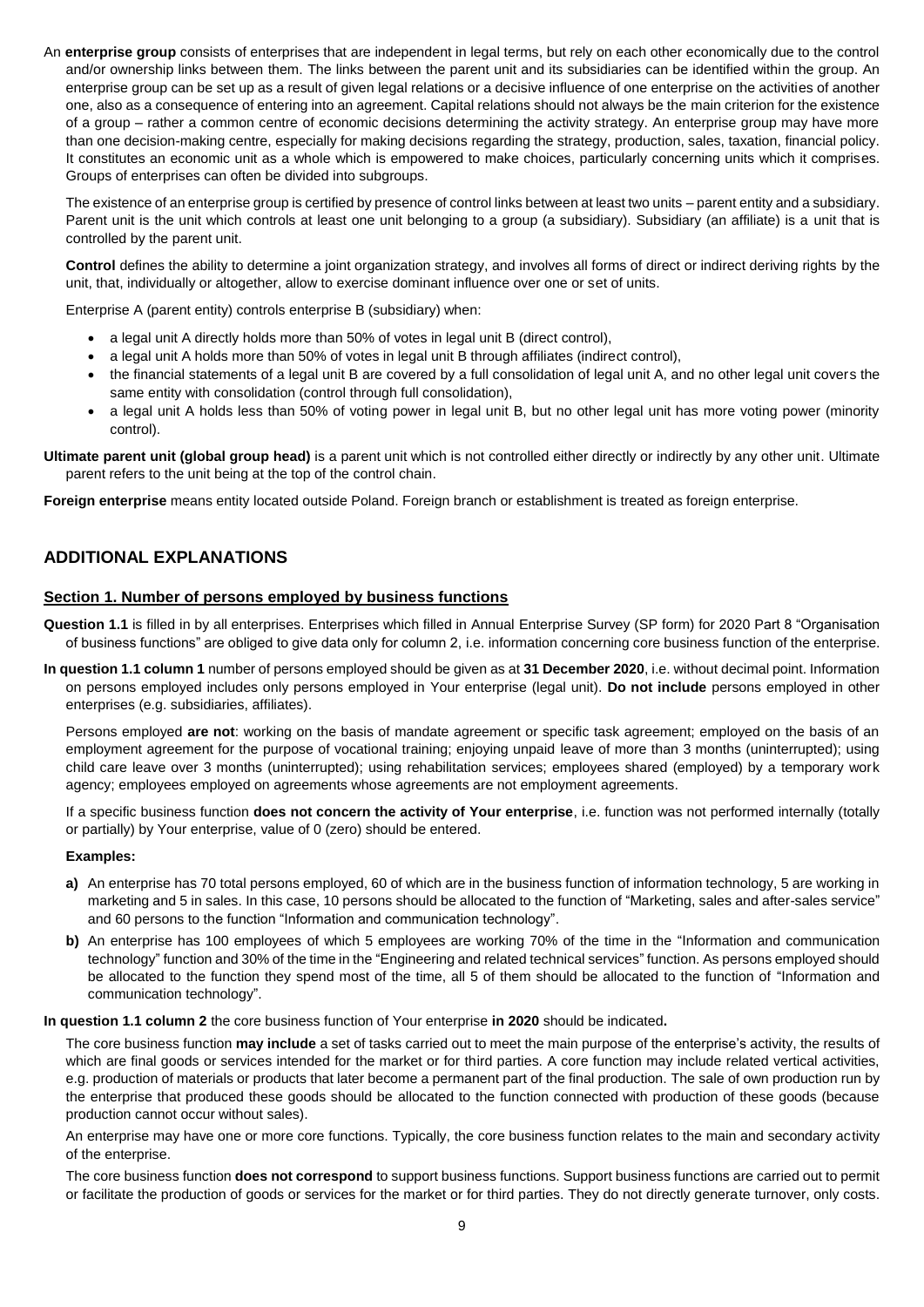An **enterprise group** consists of enterprises that are independent in legal terms, but rely on each other economically due to the control and/or ownership links between them. The links between the parent unit and its subsidiaries can be identified within the group. An enterprise group can be set up as a result of given legal relations or a decisive influence of one enterprise on the activities of another one, also as a consequence of entering into an agreement. Capital relations should not always be the main criterion for the existence of a group – rather a common centre of economic decisions determining the activity strategy. An enterprise group may have more than one decision-making centre, especially for making decisions regarding the strategy, production, sales, taxation, financial policy. It constitutes an economic unit as a whole which is empowered to make choices, particularly concerning units which it comprises. Groups of enterprises can often be divided into subgroups.

The existence of an enterprise group is certified by presence of control links between at least two units – parent entity and a subsidiary. Parent unit is the unit which controls at least one unit belonging to a group (a subsidiary). Subsidiary (an affiliate) is a unit that is controlled by the parent unit.

**Control** defines the ability to determine a joint organization strategy, and involves all forms of direct or indirect deriving rights by the unit, that, individually or altogether, allow to exercise dominant influence over one or set of units.

Enterprise A (parent entity) controls enterprise B (subsidiary) when:

- a legal unit A directly holds more than 50% of votes in legal unit B (direct control),
- a legal unit A holds more than 50% of votes in legal unit B through affiliates (indirect control),
- the financial statements of a legal unit B are covered by a full consolidation of legal unit A, and no other legal unit covers the same entity with consolidation (control through full consolidation),
- a legal unit A holds less than 50% of voting power in legal unit B, but no other legal unit has more voting power (minority control).

**Ultimate parent unit (global group head)** is a parent unit which is not controlled either directly or indirectly by any other unit. Ultimate parent refers to the unit being at the top of the control chain.

**Foreign enterprise** means entity located outside Poland. Foreign branch or establishment is treated as foreign enterprise.

## ADDITIONAL EXPLANATIONS

### Section 1. Number of persons employed by business functions

**Question 1.1** is filled in by all enterprises. Enterprises which filled in Annual Enterprise Survey (SP form) for 2020 Part 8 "Organisation of business functions" are obliged to give data only for column 2, i.e. information concerning core business function of the enterprise.

**In question 1.1 column 1** number of persons employed should be given as at **31 December 2020**, i.e. without decimal point. Information on persons employed includes only persons employed in Your enterprise (legal unit). **Do not include** persons employed in other enterprises (e.g. subsidiaries, affiliates).

Persons employed **are not**: working on the basis of mandate agreement or specific task agreement; employed on the basis of an employment agreement for the purpose of vocational training; enjoying unpaid leave of more than 3 months (uninterrupted); using child care leave over 3 months (uninterrupted); using rehabilitation services; employees shared (employed) by a temporary work agency; employees employed on agreements whose agreements are not employment agreements.

If a specific business function **does not concern the activity of Your enterprise**, i.e. function was not performed internally (totally or partially) by Your enterprise, value of 0 (zero) should be entered.

**Examples:**

**a)** An enterprise has 70 total persons employed, 60 of which are in the business function of information technology, 5 are working in marketing and 5 in sales. In this case, 10 persons should be allocated to the function of "Marketing, sales and after-sales service" and 60 persons to the function "Information and communication technology".

**b)** An enterprise has 100 employees of which 5 employees are working 70% of the time in the "Information and communication technology" function and 30% of the time in the "Engineering and related technical services" function. As persons employed should be allocated to the function they spend most of the time, all 5 of them should be allocated to the function of "Information and communication technology".

**In question 1.1 column 2** the core business function of Your enterprise **in 2020** should be indicated**.**

The core business function **may include** a set of tasks carried out to meet the main purpose of the enterprise's activity, the results of which are final goods or services intended for the market or for third parties. A core function may include related vertical activities, e.g. production of materials or products that later become a permanent part of the final production. The sale of own production run by the enterprise that produced these goods should be allocated to the function connected with production of these goods (because production cannot occur without sales).

An enterprise may have one or more core functions. Typically, the core business function relates to the main and secondary activity of the enterprise.

The core business function **does not correspond** to support business functions. Support business functions are carried out to permit or facilitate the production of goods or services for the market or for third parties. They do not directly generate turnover, only costs.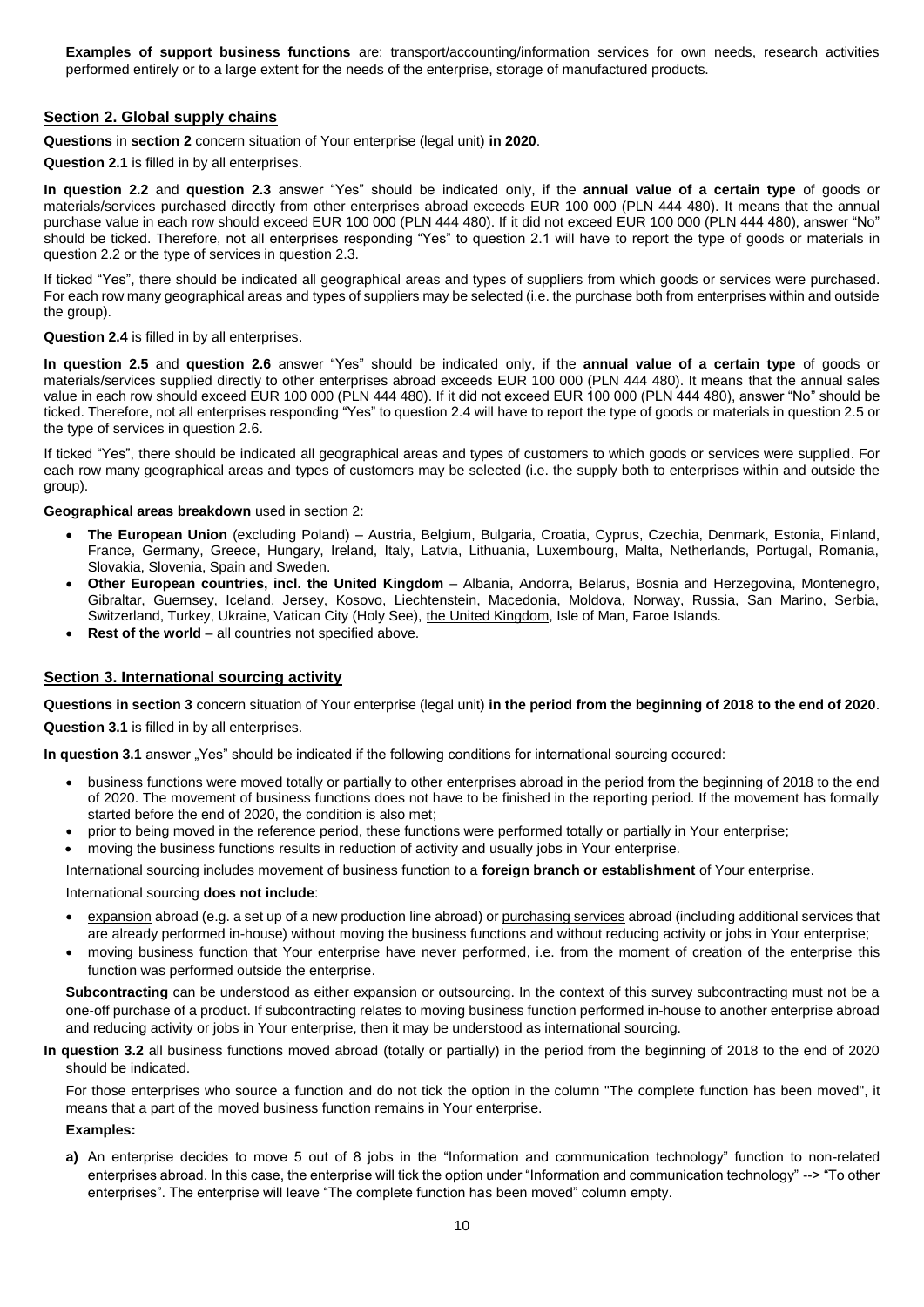**Examples of support business functions** are: transport/accounting/information services for own needs, research activities performed entirely or to a large extent for the needs of the enterprise, storage of manufactured products.

## Section 2. Global supply chains

**Questions** in **section 2** concern situation of Your enterprise (legal unit) **in 2020**.

**Question 2.1** is filled in by all enterprises.

**In question 2.2** and **question 2.3** answer "Yes" should be indicated only, if the **annual value of a certain type** of goods or materials/services purchased directly from other enterprises abroad exceeds EUR 100 000 (PLN 444 480). It means that the annual purchase value in each row should exceed EUR 100 000 (PLN 444 480). If it did not exceed EUR 100 000 (PLN 444 480), answer "No" should be ticked. Therefore, not all enterprises responding "Yes" to question 2.1 will have to report the type of goods or materials in question 2.2 or the type of services in question 2.3.

If ticked "Yes", there should be indicated all geographical areas and types of suppliers from which goods or services were purchased. For each row many geographical areas and types of suppliers may be selected (i.e. the purchase both from enterprises within and outside the group).

**Question 2.4** is filled in by all enterprises.

**In question 2.5** and **question 2.6** answer "Yes" should be indicated only, if the **annual value of a certain type** of goods or materials/services supplied directly to other enterprises abroad exceeds EUR 100 000 (PLN 444 480). It means that the annual sales value in each row should exceed EUR 100 000 (PLN 444 480). If it did not exceed EUR 100 000 (PLN 444 480), answer "No" should be ticked. Therefore, not all enterprises responding "Yes" to question 2.4 will have to report the type of goods or materials in question 2.5 or the type of services in question 2.6.

If ticked "Yes", there should be indicated all geographical areas and types of customers to which goods or services were supplied. For each row many geographical areas and types of customers may be selected (i.e. the supply both to enterprises within and outside the group).

**Geographical areas breakdown** used in section 2:

- **The European Union** (excluding Poland) – Austria, Belgium, Bulgaria, Croatia, Cyprus, Czechia, Denmark, Estonia, Finland, France, Germany, Greece, Hungary, Ireland, Italy, Latvia, Lithuania, Luxembourg, Malta, Netherlands, Portugal, Romania, Slovakia, Slovenia, Spain and Sweden.
- **Other European countries, incl. the United Kingdom** – Albania, Andorra, Belarus, Bosnia and Herzegovina, Montenegro, Gibraltar, Guernsey, Iceland, Jersey, Kosovo, Liechtenstein, Macedonia, Moldova, Norway, Russia, San Marino, Serbia, Switzerland, Turkey, Ukraine, Vatican City (Holy See), the United Kingdom, Isle of Man, Faroe Islands.
- **Rest of the world** – all countries not specified above.

## Section 3. International sourcing activity

**Questions in section 3** concern situation of Your enterprise (legal unit) **in the period from the beginning of 2018 to the end of 2020**.

**Question 3.1** is filled in by all enterprises.

**In question 3.1** answer „Yes" should be indicated if the following conditions for international sourcing occured:

- business functions were moved totally or partially to other enterprises abroad in the period from the beginning of 2018 to the end of 2020. The movement of business functions does not have to be finished in the reporting period. If the movement has formally started before the end of 2020, the condition is also met;
- prior to being moved in the reference period, these functions were performed totally or partially in Your enterprise;
- moving the business functions results in reduction of activity and usually jobs in Your enterprise.

International sourcing includes movement of business function to a **foreign branch or establishment** of Your enterprise.

International sourcing **does not include**:

- expansion abroad (e.g. a set up of a new production line abroad) or purchasing services abroad (including additional services that are already performed in-house) without moving the business functions and without reducing activity or jobs in Your enterprise;
- moving business function that Your enterprise have never performed, i.e. from the moment of creation of the enterprise this function was performed outside the enterprise.

**Subcontracting** can be understood as either expansion or outsourcing. In the context of this survey subcontracting must not be a one-off purchase of a product. If subcontracting relates to moving business function performed in-house to another enterprise abroad and reducing activity or jobs in Your enterprise, then it may be understood as international sourcing.

**In question 3.2** all business functions moved abroad (totally or partially) in the period from the beginning of 2018 to the end of 2020 should be indicated.

For those enterprises who source a function and do not tick the option in the column "The complete function has been moved", it means that a part of the moved business function remains in Your enterprise.

**Examples:**

**a)** An enterprise decides to move 5 out of 8 jobs in the "Information and communication technology" function to non-related enterprises abroad. In this case, the enterprise will tick the option under "Information and communication technology" --> "To other enterprises". The enterprise will leave "The complete function has been moved" column empty.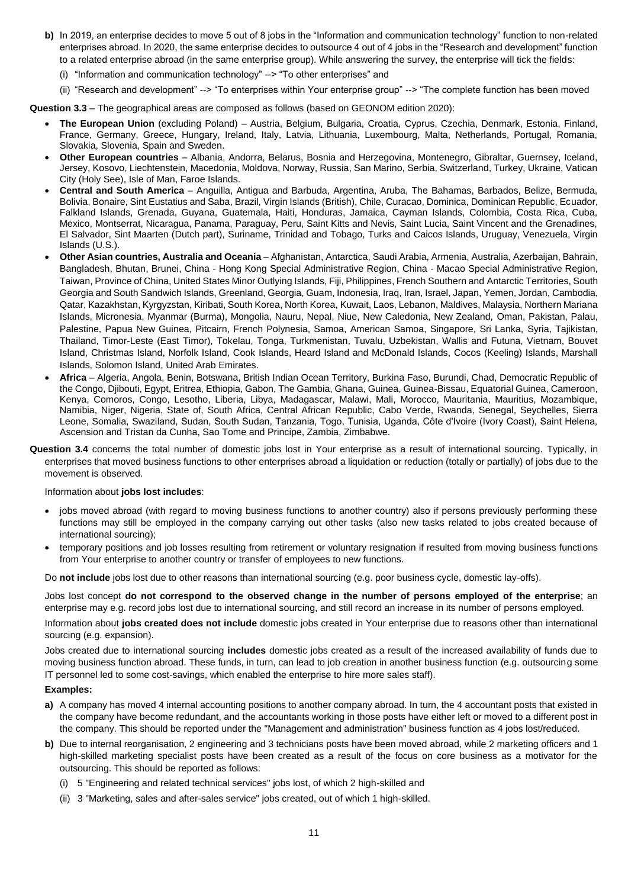**b)** In 2019, an enterprise decides to move 5 out of 8 jobs in the "Information and communication technology" function to non-related enterprises abroad. In 2020, the same enterprise decides to outsource 4 out of 4 jobs in the "Research and development" function to a related enterprise abroad (in the same enterprise group). While answering the survey, the enterprise will tick the fields:

(i) "Information and communication technology" --> "To other enterprises" and

(ii) "Research and development" --> "To enterprises within Your enterprise group" --> "The complete function has been moved

**Question 3.3** – The geographical areas are composed as follows (based on GEONOM edition 2020):

- **The European Union** (excluding Poland) – Austria, Belgium, Bulgaria, Croatia, Cyprus, Czechia, Denmark, Estonia, Finland, France, Germany, Greece, Hungary, Ireland, Italy, Latvia, Lithuania, Luxembourg, Malta, Netherlands, Portugal, Romania, Slovakia, Slovenia, Spain and Sweden.
- **Other European countries** – Albania, Andorra, Belarus, Bosnia and Herzegovina, Montenegro, Gibraltar, Guernsey, Iceland, Jersey, Kosovo, Liechtenstein, Macedonia, Moldova, Norway, Russia, San Marino, Serbia, Switzerland, Turkey, Ukraine, Vatican City (Holy See), Isle of Man, Faroe Islands.
- **Central and South America** – Anguilla, Antigua and Barbuda, Argentina, Aruba, The Bahamas, Barbados, Belize, Bermuda, Bolivia, Bonaire, Sint Eustatius and Saba, Brazil, Virgin Islands (British), Chile, Curacao, Dominica, Dominican Republic, Ecuador, Falkland Islands, Grenada, Guyana, Guatemala, Haiti, Honduras, Jamaica, Cayman Islands, Colombia, Costa Rica, Cuba, Mexico, Montserrat, Nicaragua, Panama, Paraguay, Peru, Saint Kitts and Nevis, Saint Lucia, Saint Vincent and the Grenadines, El Salvador, Sint Maarten (Dutch part), Suriname, Trinidad and Tobago, Turks and Caicos Islands, Uruguay, Venezuela, Virgin Islands (U.S.).
- **Other Asian countries, Australia and Oceania** – Afghanistan, Antarctica, Saudi Arabia, Armenia, Australia, Azerbaijan, Bahrain, Bangladesh, Bhutan, Brunei, China - Hong Kong Special Administrative Region, China - Macao Special Administrative Region, Taiwan, Province of China, United States Minor Outlying Islands, Fiji, Philippines, French Southern and Antarctic Territories, South Georgia and South Sandwich Islands, Greenland, Georgia, Guam, Indonesia, Iraq, Iran, Israel, Japan, Yemen, Jordan, Cambodia, Qatar, Kazakhstan, Kyrgyzstan, Kiribati, South Korea, North Korea, Kuwait, Laos, Lebanon, Maldives, Malaysia, Northern Mariana Islands, Micronesia, Myanmar (Burma), Mongolia, Nauru, Nepal, Niue, New Caledonia, New Zealand, Oman, Pakistan, Palau, Palestine, Papua New Guinea, Pitcairn, French Polynesia, Samoa, American Samoa, Singapore, Sri Lanka, Syria, Tajikistan, Thailand, Timor-Leste (East Timor), Tokelau, Tonga, Turkmenistan, Tuvalu, Uzbekistan, Wallis and Futuna, Vietnam, Bouvet Island, Christmas Island, Norfolk Island, Cook Islands, Heard Island and McDonald Islands, Cocos (Keeling) Islands, Marshall Islands, Solomon Island, United Arab Emirates.
- **Africa** – Algeria, Angola, Benin, Botswana, British Indian Ocean Territory, Burkina Faso, Burundi, Chad, Democratic Republic of the Congo, Djibouti, Egypt, Eritrea, Ethiopia, Gabon, The Gambia, Ghana, Guinea, Guinea-Bissau, Equatorial Guinea, Cameroon, Kenya, Comoros, Congo, Lesotho, Liberia, Libya, Madagascar, Malawi, Mali, Morocco, Mauritania, Mauritius, Mozambique, Namibia, Niger, Nigeria, State of, South Africa, Central African Republic, Cabo Verde, Rwanda, Senegal, Seychelles, Sierra Leone, Somalia, Swaziland, Sudan, South Sudan, Tanzania, Togo, Tunisia, Uganda, Côte d'Ivoire (Ivory Coast), Saint Helena, Ascension and Tristan da Cunha, Sao Tome and Principe, Zambia, Zimbabwe.

**Question 3.4** concerns the total number of domestic jobs lost in Your enterprise as a result of international sourcing. Typically, in enterprises that moved business functions to other enterprises abroad a liquidation or reduction (totally or partially) of jobs due to the movement is observed.

Information about **jobs lost includes**:

- jobs moved abroad (with regard to moving business functions to another country) also if persons previously performing these functions may still be employed in the company carrying out other tasks (also new tasks related to jobs created because of international sourcing);
- temporary positions and job losses resulting from retirement or voluntary resignation if resulted from moving business functions from Your enterprise to another country or transfer of employees to new functions.

Do **not include** jobs lost due to other reasons than international sourcing (e.g. poor business cycle, domestic lay-offs).

Jobs lost concept **do not correspond to the observed change in the number of persons employed of the enterprise**; an enterprise may e.g. record jobs lost due to international sourcing, and still record an increase in its number of persons employed.

Information about **jobs created does not include** domestic jobs created in Your enterprise due to reasons other than international sourcing (e.g. expansion).

Jobs created due to international sourcing **includes** domestic jobs created as a result of the increased availability of funds due to moving business function abroad. These funds, in turn, can lead to job creation in another business function (e.g. outsourcing some IT personnel led to some cost-savings, which enabled the enterprise to hire more sales staff).

**Examples:**

**a)** A company has moved 4 internal accounting positions to another company abroad. In turn, the 4 accountant posts that existed in the company have become redundant, and the accountants working in those posts have either left or moved to a different post in the company. This should be reported under the "Management and administration" business function as 4 jobs lost/reduced.

**b)** Due to internal reorganisation, 2 engineering and 3 technicians posts have been moved abroad, while 2 marketing officers and 1 high-skilled marketing specialist posts have been created as a result of the focus on core business as a motivator for the outsourcing. This should be reported as follows:

(i) 5 "Engineering and related technical services" jobs lost, of which 2 high-skilled and

(ii) 3 "Marketing, sales and after-sales service" jobs created, out of which 1 high-skilled.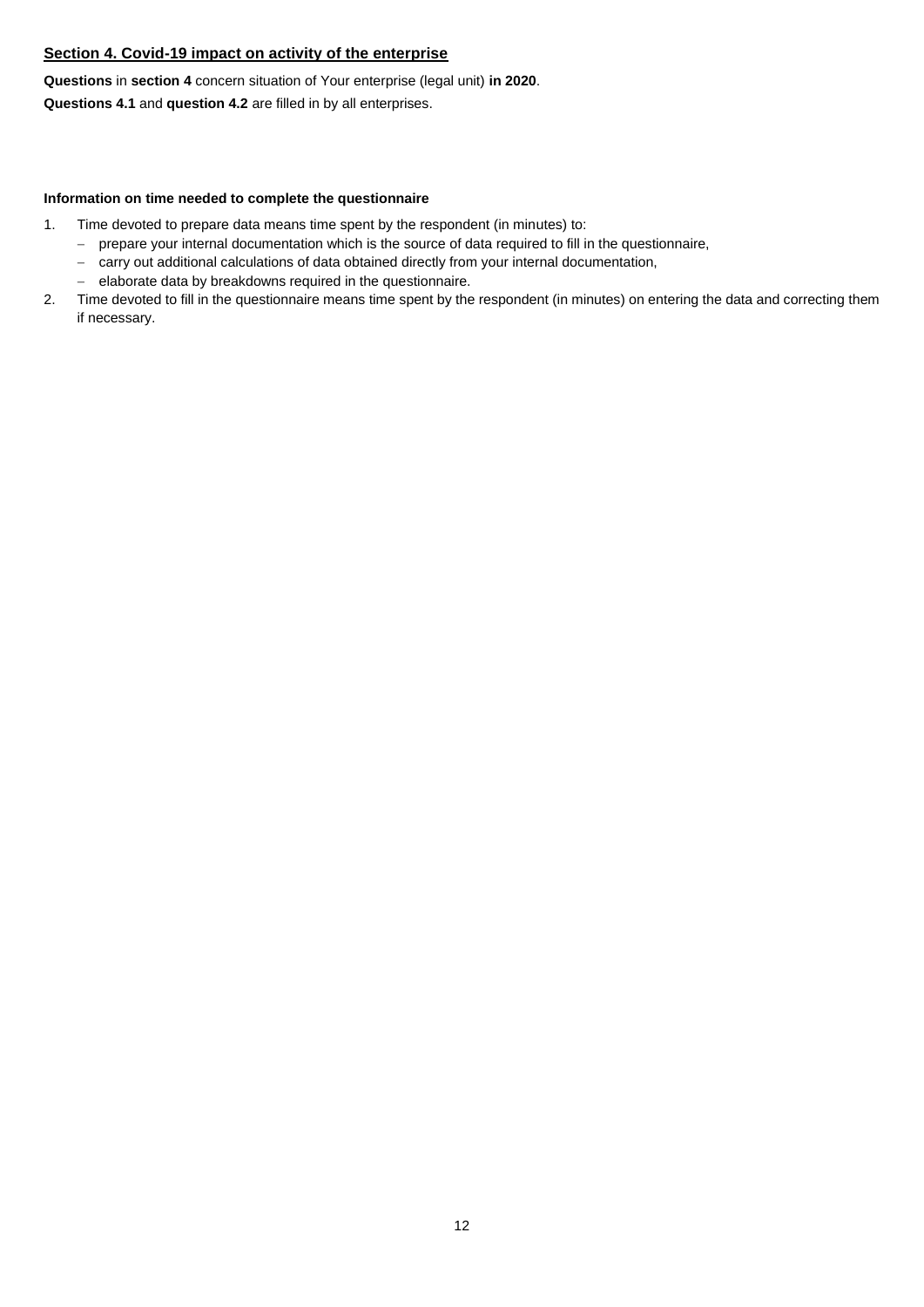## Section 4. Covid-19 impact on activity of the enterprise

**Questions** in **section 4** concern situation of Your enterprise (legal unit) **in 2020**.

**Questions 4.1** and **question 4.2** are filled in by all enterprises.

**Information on time needed to complete the questionnaire**

1. Time devoted to prepare data means time spent by the respondent (in minutes) to:
   - prepare your internal documentation which is the source of data required to fill in the questionnaire,
   - carry out additional calculations of data obtained directly from your internal documentation,
   - elaborate data by breakdowns required in the questionnaire.
2. Time devoted to fill in the questionnaire means time spent by the respondent (in minutes) on entering the data and correcting them if necessary.